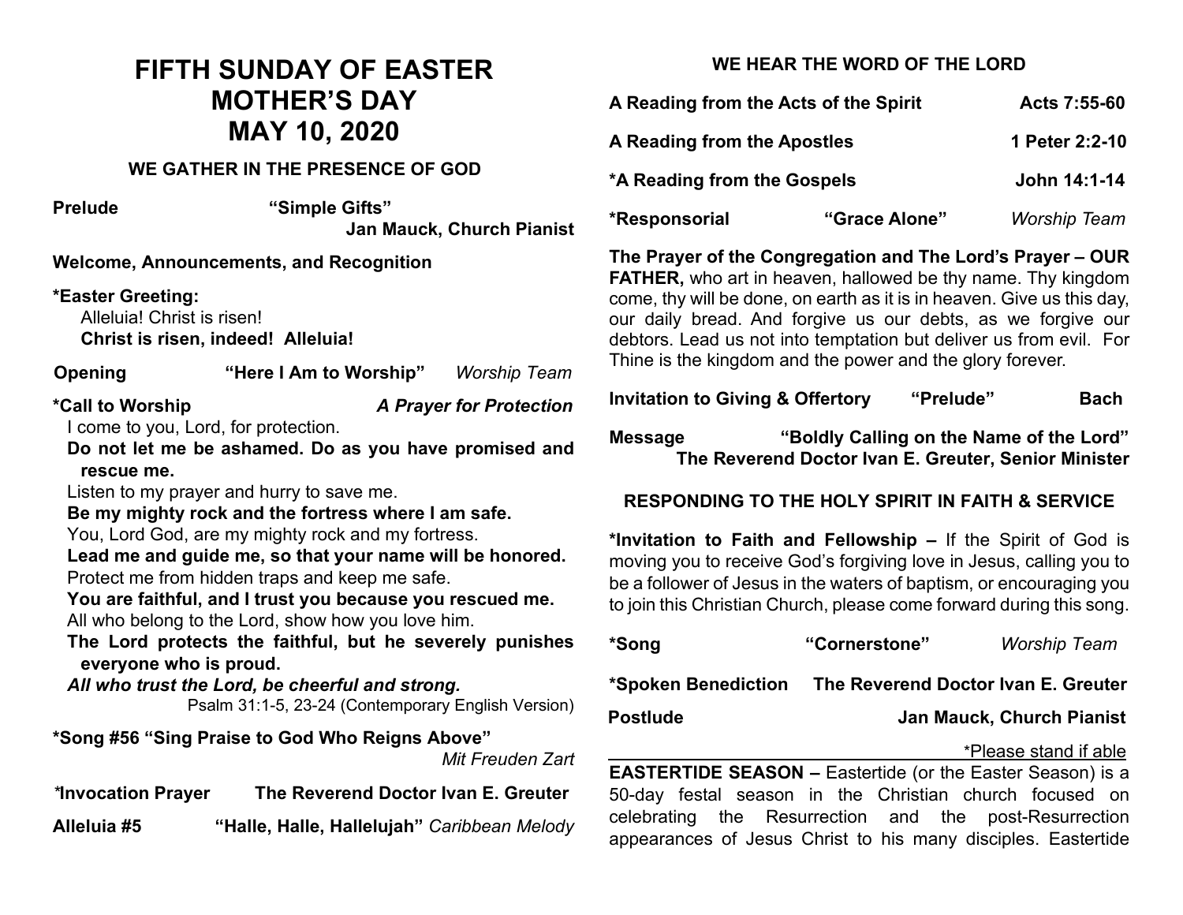# FIFTH SUNDAY OF EASTER
# MOTHER'S DAY
# MAY 10, 2020

## WE GATHER IN THE PRESENCE OF GOD

**Prelude** **"Simple Gifts"**
**Jan Mauck, Church Pianist**

**Welcome, Announcements, and Recognition**

**\*Easter Greeting:**
Alleluia! Christ is risen!
**Christ is risen, indeed! Alleluia!**

**Opening** **"Here I Am to Worship"** *Worship Team*

**\*Call to Worship** ***A Prayer for Protection***

I come to you, Lord, for protection.
**Do not let me be ashamed. Do as you have promised and rescue me.**
Listen to my prayer and hurry to save me.
**Be my mighty rock and the fortress where I am safe.**
You, Lord God, are my mighty rock and my fortress.
**Lead me and guide me, so that your name will be honored.**
Protect me from hidden traps and keep me safe.
**You are faithful, and I trust you because you rescued me.**
All who belong to the Lord, show how you love him.
**The Lord protects the faithful, but he severely punishes everyone who is proud.**
***All who trust the Lord, be cheerful and strong.***
Psalm 31:1-5, 23-24 (Contemporary English Version)

**\*Song #56 "Sing Praise to God Who Reigns Above"**
*Mit Freuden Zart*

**\*Invocation Prayer** **The Reverend Doctor Ivan E. Greuter**

**Alleluia #5** **"Halle, Halle, Hallelujah"** *Caribbean Melody*

## WE HEAR THE WORD OF THE LORD

**A Reading from the Acts of the Spirit** **Acts 7:55-60**

**A Reading from the Apostles** **1 Peter 2:2-10**

**\*A Reading from the Gospels** **John 14:1-14**

**\*Responsorial** **"Grace Alone"** *Worship Team*

**The Prayer of the Congregation and The Lord's Prayer – OUR FATHER,** who art in heaven, hallowed be thy name. Thy kingdom come, thy will be done, on earth as it is in heaven. Give us this day, our daily bread. And forgive us our debts, as we forgive our debtors. Lead us not into temptation but deliver us from evil. For Thine is the kingdom and the power and the glory forever.

**Invitation to Giving & Offertory** **"Prelude"** **Bach**

**Message** **"Boldly Calling on the Name of the Lord"**
**The Reverend Doctor Ivan E. Greuter, Senior Minister**

## RESPONDING TO THE HOLY SPIRIT IN FAITH & SERVICE

**\*Invitation to Faith and Fellowship –** If the Spirit of God is moving you to receive God's forgiving love in Jesus, calling you to be a follower of Jesus in the waters of baptism, or encouraging you to join this Christian Church, please come forward during this song.

**\*Song** **"Cornerstone"** *Worship Team*

**\*Spoken Benediction** **The Reverend Doctor Ivan E. Greuter**

**Postlude** **Jan Mauck, Church Pianist**

\*Please stand if able

**EASTERTIDE SEASON –** Eastertide (or the Easter Season) is a 50-day festal season in the Christian church focused on celebrating the Resurrection and the post-Resurrection appearances of Jesus Christ to his many disciples. Eastertide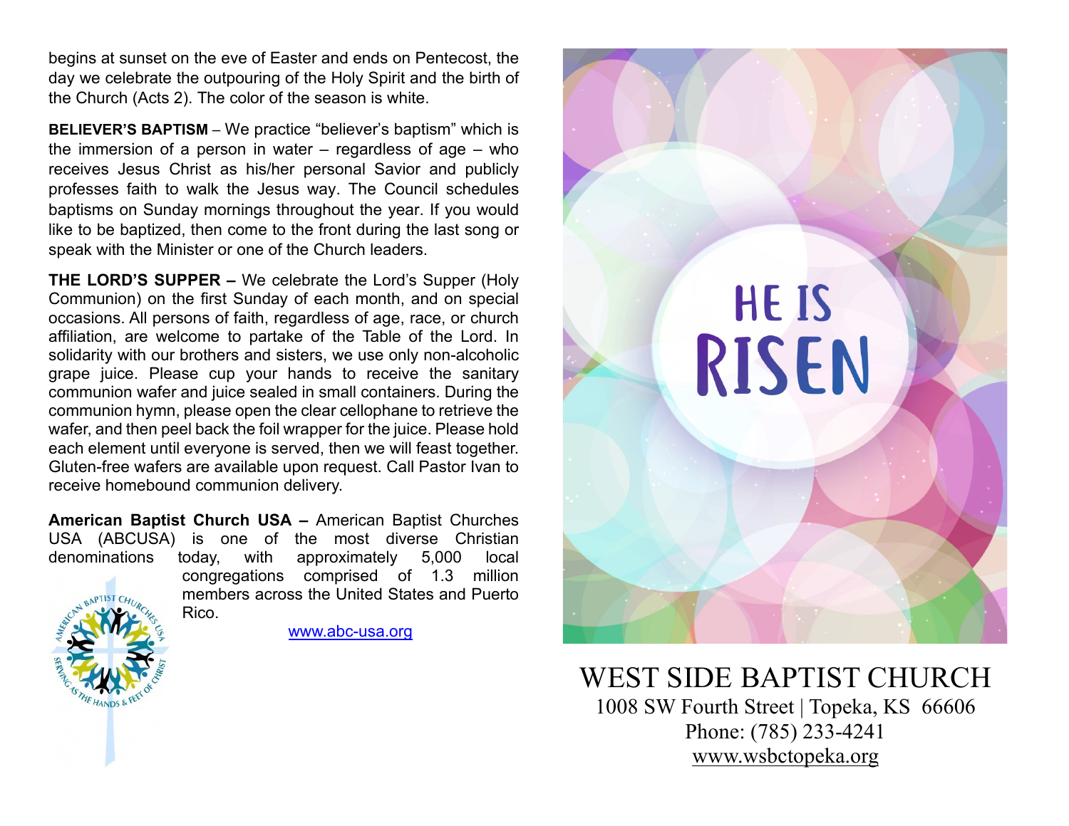begins at sunset on the eve of Easter and ends on Pentecost, the day we celebrate the outpouring of the Holy Spirit and the birth of the Church (Acts 2). The color of the season is white.

**BELIEVER'S BAPTISM** – We practice "believer's baptism" which is the immersion of a person in water – regardless of age – who receives Jesus Christ as his/her personal Savior and publicly professes faith to walk the Jesus way. The Council schedules baptisms on Sunday mornings throughout the year. If you would like to be baptized, then come to the front during the last song or speak with the Minister or one of the Church leaders.

**THE LORD'S SUPPER –** We celebrate the Lord's Supper (Holy Communion) on the first Sunday of each month, and on special occasions. All persons of faith, regardless of age, race, or church affiliation, are welcome to partake of the Table of the Lord. In solidarity with our brothers and sisters, we use only non-alcoholic grape juice. Please cup your hands to receive the sanitary communion wafer and juice sealed in small containers. During the communion hymn, please open the clear cellophane to retrieve the wafer, and then peel back the foil wrapper for the juice. Please hold each element until everyone is served, then we will feast together. Gluten-free wafers are available upon request. Call Pastor Ivan to receive homebound communion delivery.

**American Baptist Church USA –** American Baptist Churches USA (ABCUSA) is one of the most diverse Christian denominations today, with approximately 5,000 local congregations comprised of 1.3 million members across the United States and Puerto Rico.

www.abc-usa.org

AMERICAN BAPTIST CHURCHES USA
SERVING AS THE HANDS & FEET OF CHRIST

HE IS RISEN

WEST SIDE BAPTIST CHURCH
1008 SW Fourth Street | Topeka, KS 66606
Phone: (785) 233-4241
www.wsbctopeka.org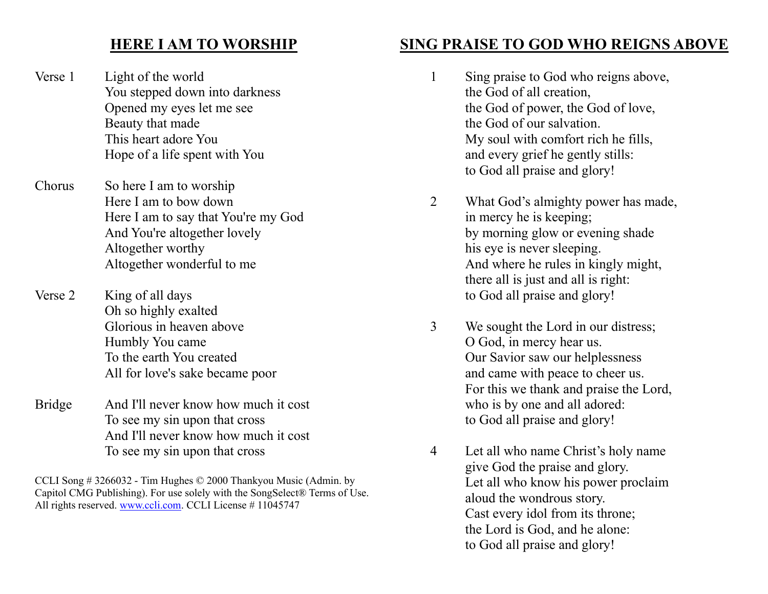## HERE I AM TO WORSHIP

Verse 1

Light of the world
You stepped down into darkness
Opened my eyes let me see
Beauty that made
This heart adore You
Hope of a life spent with You

Chorus

So here I am to worship
Here I am to bow down
Here I am to say that You're my God
And You're altogether lovely
Altogether worthy
Altogether wonderful to me

Verse 2

King of all days
Oh so highly exalted
Glorious in heaven above
Humbly You came
To the earth You created
All for love's sake became poor

Bridge

And I'll never know how much it cost
To see my sin upon that cross
And I'll never know how much it cost
To see my sin upon that cross

CCLI Song # 3266032 - Tim Hughes © 2000 Thankyou Music (Admin. by Capitol CMG Publishing). For use solely with the SongSelect® Terms of Use. All rights reserved. www.ccli.com. CCLI License # 11045747

## SING PRAISE TO GOD WHO REIGNS ABOVE

1

Sing praise to God who reigns above,
the God of all creation,
the God of power, the God of love,
the God of our salvation.
My soul with comfort rich he fills,
and every grief he gently stills:
to God all praise and glory!

2

What God's almighty power has made,
in mercy he is keeping;
by morning glow or evening shade
his eye is never sleeping.
And where he rules in kingly might,
there all is just and all is right:
to God all praise and glory!

3

We sought the Lord in our distress;
O God, in mercy hear us.
Our Savior saw our helplessness
and came with peace to cheer us.
For this we thank and praise the Lord,
who is by one and all adored:
to God all praise and glory!

4

Let all who name Christ's holy name
give God the praise and glory.
Let all who know his power proclaim
aloud the wondrous story.
Cast every idol from its throne;
the Lord is God, and he alone:
to God all praise and glory!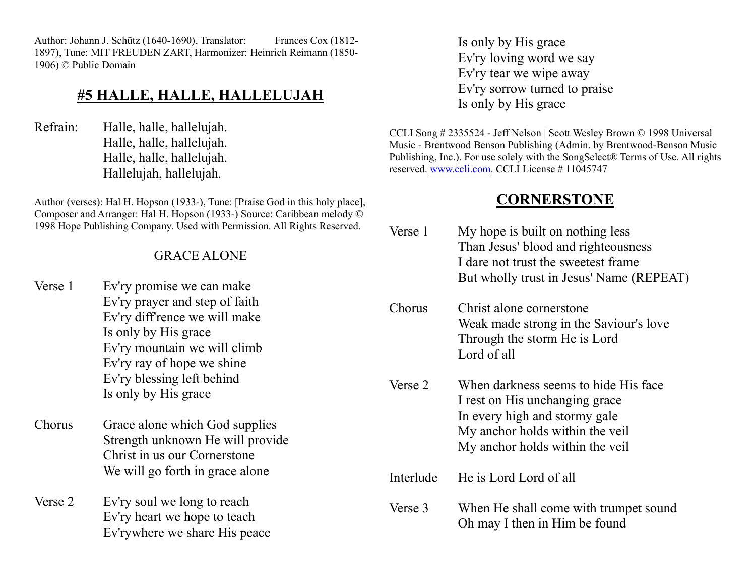Author: Johann J. Schütz (1640-1690), Translator: Frances Cox (1812-1897), Tune: MIT FREUDEN ZART, Harmonizer: Heinrich Reimann (1850-1906) © Public Domain

## #5 HALLE, HALLE, HALLELUJAH

Refrain: Halle, halle, hallelujah.
Halle, halle, hallelujah.
Halle, halle, hallelujah.
Hallelujah, hallelujah.

Author (verses): Hal H. Hopson (1933-), Tune: [Praise God in this holy place], Composer and Arranger: Hal H. Hopson (1933-) Source: Caribbean melody © 1998 Hope Publishing Company. Used with Permission. All Rights Reserved.

## GRACE ALONE

Verse 1
Ev'ry promise we can make
Ev'ry prayer and step of faith
Ev'ry diff'rence we will make
Is only by His grace
Ev'ry mountain we will climb
Ev'ry ray of hope we shine
Ev'ry blessing left behind
Is only by His grace

Chorus
Grace alone which God supplies
Strength unknown He will provide
Christ in us our Cornerstone
We will go forth in grace alone

Verse 2
Ev'ry soul we long to reach
Ev'ry heart we hope to teach
Ev'rywhere we share His peace
Is only by His grace
Ev'ry loving word we say
Ev'ry tear we wipe away
Ev'ry sorrow turned to praise
Is only by His grace

CCLI Song # 2335524 - Jeff Nelson | Scott Wesley Brown © 1998 Universal Music - Brentwood Benson Publishing (Admin. by Brentwood-Benson Music Publishing, Inc.). For use solely with the SongSelect® Terms of Use. All rights reserved. www.ccli.com. CCLI License # 11045747

## CORNERSTONE

Verse 1
My hope is built on nothing less
Than Jesus' blood and righteousness
I dare not trust the sweetest frame
But wholly trust in Jesus' Name (REPEAT)

Chorus
Christ alone cornerstone
Weak made strong in the Saviour's love
Through the storm He is Lord
Lord of all

Verse 2
When darkness seems to hide His face
I rest on His unchanging grace
In every high and stormy gale
My anchor holds within the veil
My anchor holds within the veil

Interlude
He is Lord Lord of all

Verse 3
When He shall come with trumpet sound
Oh may I then in Him be found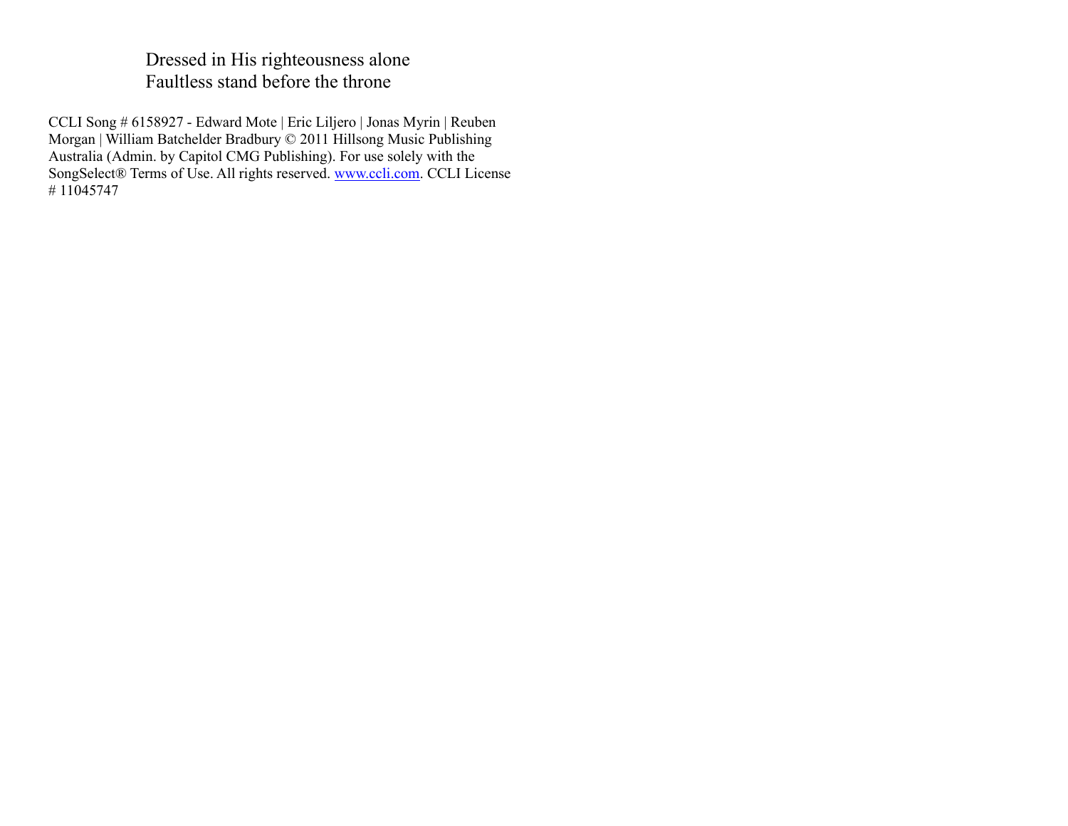Dressed in His righteousness alone
Faultless stand before the throne

CCLI Song # 6158927 - Edward Mote | Eric Liljero | Jonas Myrin | Reuben Morgan | William Batchelder Bradbury © 2011 Hillsong Music Publishing Australia (Admin. by Capitol CMG Publishing). For use solely with the SongSelect® Terms of Use. All rights reserved. www.ccli.com. CCLI License # 11045747